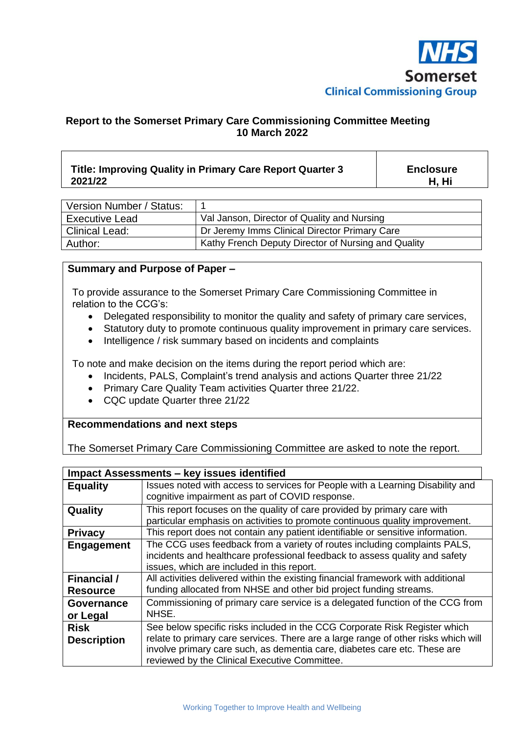**NHS Somerset Clinical Commissioning Group**

## Report to the Somerset Primary Care Commissioning Committee Meeting 10 March 2022

| Title: Improving Quality in Primary Care Report Quarter 3 2021/22 | Enclosure H, Hi |
|---|---|

| Version Number / Status: | 1 |
|---|---|
| Executive Lead | Val Janson, Director of Quality and Nursing |
| Clinical Lead: | Dr Jeremy Imms Clinical Director Primary Care |
| Author: | Kathy French Deputy Director of Nursing and Quality |

**Summary and Purpose of Paper –**

To provide assurance to the Somerset Primary Care Commissioning Committee in relation to the CCG's:

- Delegated responsibility to monitor the quality and safety of primary care services,
- Statutory duty to promote continuous quality improvement in primary care services.
- Intelligence / risk summary based on incidents and complaints

To note and make decision on the items during the report period which are:

- Incidents, PALS, Complaint's trend analysis and actions Quarter three 21/22
- Primary Care Quality Team activities Quarter three 21/22.
- CQC update Quarter three 21/22

**Recommendations and next steps**

The Somerset Primary Care Commissioning Committee are asked to note the report.

| Impact Assessments – key issues identified | |
|---|---|
| **Equality** | Issues noted with access to services for People with a Learning Disability and cognitive impairment as part of COVID response. |
| **Quality** | This report focuses on the quality of care provided by primary care with particular emphasis on activities to promote continuous quality improvement. |
| **Privacy** | This report does not contain any patient identifiable or sensitive information. |
| **Engagement** | The CCG uses feedback from a variety of routes including complaints PALS, incidents and healthcare professional feedback to assess quality and safety issues, which are included in this report. |
| **Financial / Resource** | All activities delivered within the existing financial framework with additional funding allocated from NHSE and other bid project funding streams. |
| **Governance or Legal** | Commissioning of primary care service is a delegated function of the CCG from NHSE. |
| **Risk Description** | See below specific risks included in the CCG Corporate Risk Register which relate to primary care services. There are a large range of other risks which will involve primary care such, as dementia care, diabetes care etc. These are reviewed by the Clinical Executive Committee. |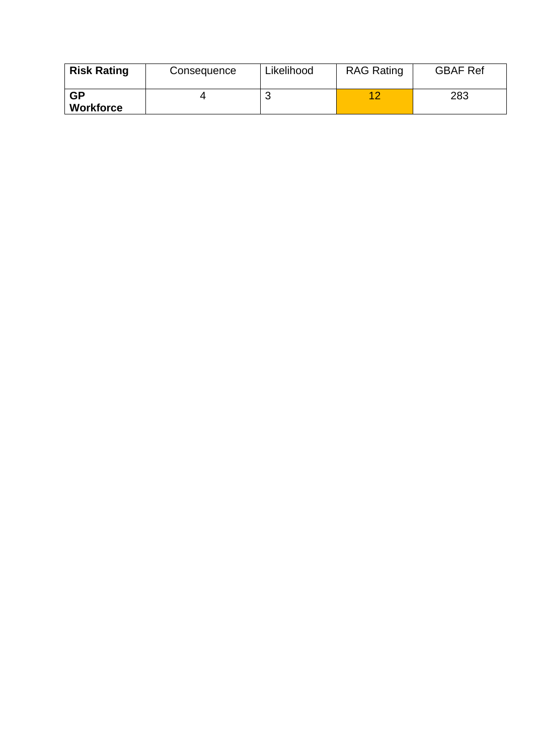| **Risk Rating** | Consequence | Likelihood | RAG Rating | GBAF Ref |
|---|---|---|---|---|
| **GP Workforce** | 4 | 3 | 12 | 283 |